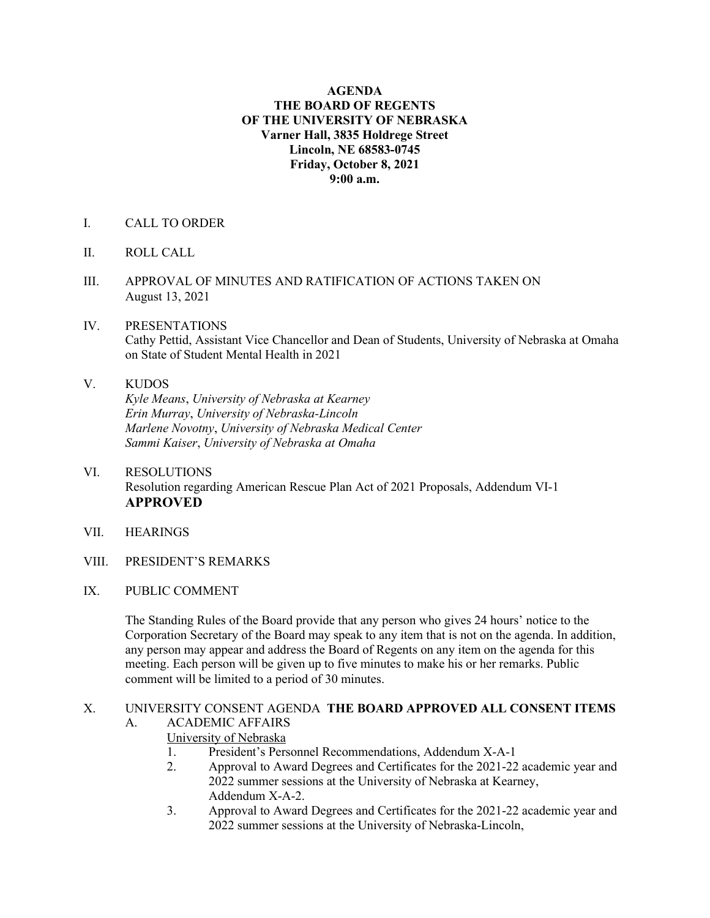**AGENDA**
**THE BOARD OF REGENTS**
**OF THE UNIVERSITY OF NEBRASKA**
**Varner Hall, 3835 Holdrege Street**
**Lincoln, NE 68583-0745**
**Friday, October 8, 2021**
**9:00 a.m.**

I. CALL TO ORDER

II. ROLL CALL

III. APPROVAL OF MINUTES AND RATIFICATION OF ACTIONS TAKEN ON August 13, 2021

IV. PRESENTATIONS
Cathy Pettid, Assistant Vice Chancellor and Dean of Students, University of Nebraska at Omaha on State of Student Mental Health in 2021

V. KUDOS
*Kyle Means*, *University of Nebraska at Kearney*
*Erin Murray*, *University of Nebraska-Lincoln*
*Marlene Novotny*, *University of Nebraska Medical Center*
*Sammi Kaiser*, *University of Nebraska at Omaha*

VI. RESOLUTIONS
Resolution regarding American Rescue Plan Act of 2021 Proposals, Addendum VI-1
**APPROVED**

VII. HEARINGS

VIII. PRESIDENT'S REMARKS

IX. PUBLIC COMMENT

The Standing Rules of the Board provide that any person who gives 24 hours' notice to the Corporation Secretary of the Board may speak to any item that is not on the agenda. In addition, any person may appear and address the Board of Regents on any item on the agenda for this meeting. Each person will be given up to five minutes to make his or her remarks. Public comment will be limited to a period of 30 minutes.

X. UNIVERSITY CONSENT AGENDA **THE BOARD APPROVED ALL CONSENT ITEMS**

A. ACADEMIC AFFAIRS

University of Nebraska

1. President's Personnel Recommendations, Addendum X-A-1
2. Approval to Award Degrees and Certificates for the 2021-22 academic year and 2022 summer sessions at the University of Nebraska at Kearney, Addendum X-A-2.
3. Approval to Award Degrees and Certificates for the 2021-22 academic year and 2022 summer sessions at the University of Nebraska-Lincoln,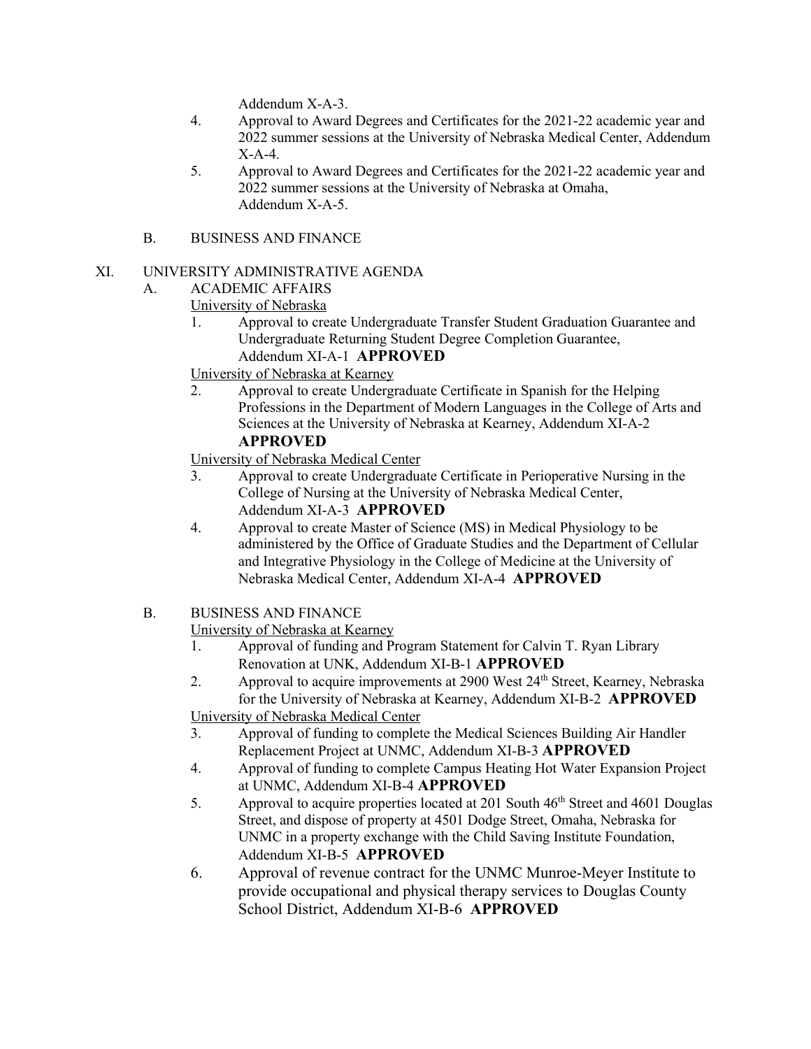Addendum X-A-3.

4. Approval to Award Degrees and Certificates for the 2021-22 academic year and 2022 summer sessions at the University of Nebraska Medical Center, Addendum X-A-4.
5. Approval to Award Degrees and Certificates for the 2021-22 academic year and 2022 summer sessions at the University of Nebraska at Omaha, Addendum X-A-5.

B. BUSINESS AND FINANCE

XI. UNIVERSITY ADMINISTRATIVE AGENDA

A. ACADEMIC AFFAIRS

University of Nebraska

1. Approval to create Undergraduate Transfer Student Graduation Guarantee and Undergraduate Returning Student Degree Completion Guarantee, Addendum XI-A-1 **APPROVED**

University of Nebraska at Kearney

2. Approval to create Undergraduate Certificate in Spanish for the Helping Professions in the Department of Modern Languages in the College of Arts and Sciences at the University of Nebraska at Kearney, Addendum XI-A-2 **APPROVED**

University of Nebraska Medical Center

3. Approval to create Undergraduate Certificate in Perioperative Nursing in the College of Nursing at the University of Nebraska Medical Center, Addendum XI-A-3 **APPROVED**
4. Approval to create Master of Science (MS) in Medical Physiology to be administered by the Office of Graduate Studies and the Department of Cellular and Integrative Physiology in the College of Medicine at the University of Nebraska Medical Center, Addendum XI-A-4 **APPROVED**

B. BUSINESS AND FINANCE

University of Nebraska at Kearney

1. Approval of funding and Program Statement for Calvin T. Ryan Library Renovation at UNK, Addendum XI-B-1 **APPROVED**
2. Approval to acquire improvements at 2900 West 24th Street, Kearney, Nebraska for the University of Nebraska at Kearney, Addendum XI-B-2 **APPROVED**

University of Nebraska Medical Center

3. Approval of funding to complete the Medical Sciences Building Air Handler Replacement Project at UNMC, Addendum XI-B-3 **APPROVED**
4. Approval of funding to complete Campus Heating Hot Water Expansion Project at UNMC, Addendum XI-B-4 **APPROVED**
5. Approval to acquire properties located at 201 South 46th Street and 4601 Douglas Street, and dispose of property at 4501 Dodge Street, Omaha, Nebraska for UNMC in a property exchange with the Child Saving Institute Foundation, Addendum XI-B-5 **APPROVED**
6. Approval of revenue contract for the UNMC Munroe-Meyer Institute to provide occupational and physical therapy services to Douglas County School District, Addendum XI-B-6 **APPROVED**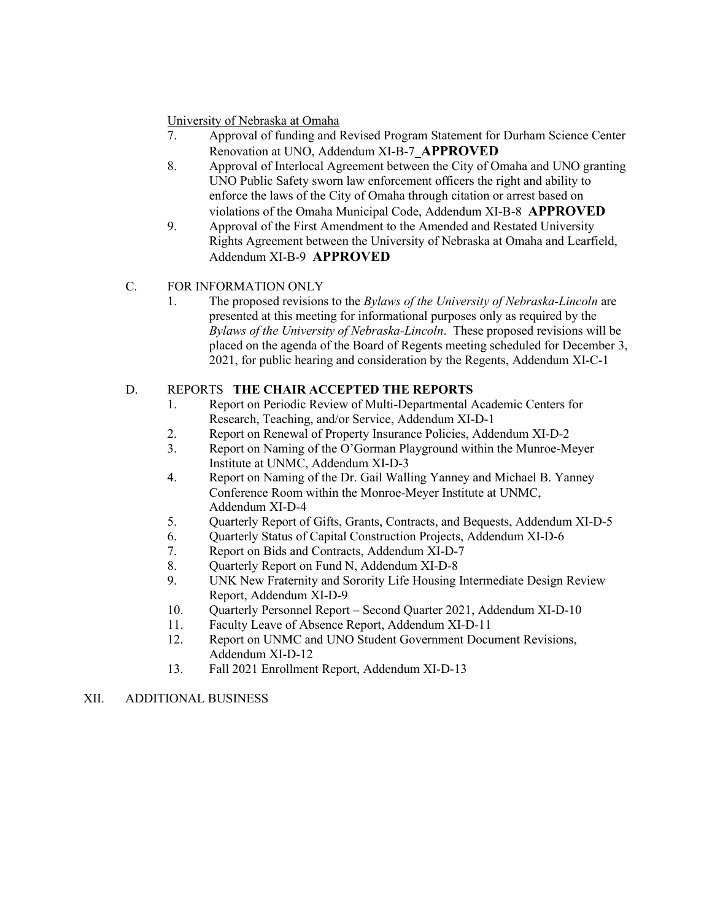University of Nebraska at Omaha

7. Approval of funding and Revised Program Statement for Durham Science Center Renovation at UNO, Addendum XI-B-7_**APPROVED**
8. Approval of Interlocal Agreement between the City of Omaha and UNO granting UNO Public Safety sworn law enforcement officers the right and ability to enforce the laws of the City of Omaha through citation or arrest based on violations of the Omaha Municipal Code, Addendum XI-B-8 **APPROVED**
9. Approval of the First Amendment to the Amended and Restated University Rights Agreement between the University of Nebraska at Omaha and Learfield, Addendum XI-B-9 **APPROVED**

C. FOR INFORMATION ONLY

1. The proposed revisions to the *Bylaws of the University of Nebraska-Lincoln* are presented at this meeting for informational purposes only as required by the *Bylaws of the University of Nebraska-Lincoln*. These proposed revisions will be placed on the agenda of the Board of Regents meeting scheduled for December 3, 2021, for public hearing and consideration by the Regents, Addendum XI-C-1

D. REPORTS **THE CHAIR ACCEPTED THE REPORTS**

1. Report on Periodic Review of Multi-Departmental Academic Centers for Research, Teaching, and/or Service, Addendum XI-D-1
2. Report on Renewal of Property Insurance Policies, Addendum XI-D-2
3. Report on Naming of the O'Gorman Playground within the Munroe-Meyer Institute at UNMC, Addendum XI-D-3
4. Report on Naming of the Dr. Gail Walling Yanney and Michael B. Yanney Conference Room within the Monroe-Meyer Institute at UNMC, Addendum XI-D-4
5. Quarterly Report of Gifts, Grants, Contracts, and Bequests, Addendum XI-D-5
6. Quarterly Status of Capital Construction Projects, Addendum XI-D-6
7. Report on Bids and Contracts, Addendum XI-D-7
8. Quarterly Report on Fund N, Addendum XI-D-8
9. UNK New Fraternity and Sorority Life Housing Intermediate Design Review Report, Addendum XI-D-9
10. Quarterly Personnel Report – Second Quarter 2021, Addendum XI-D-10
11. Faculty Leave of Absence Report, Addendum XI-D-11
12. Report on UNMC and UNO Student Government Document Revisions, Addendum XI-D-12
13. Fall 2021 Enrollment Report, Addendum XI-D-13

XII. ADDITIONAL BUSINESS